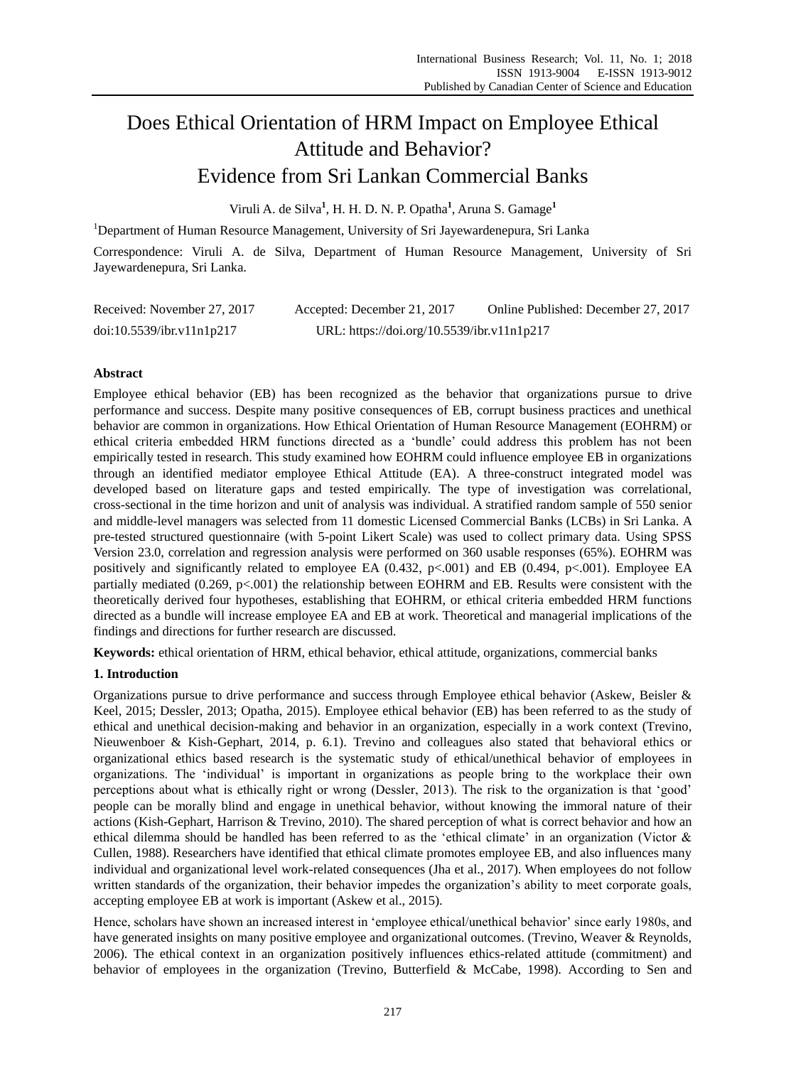# Does Ethical Orientation of HRM Impact on Employee Ethical Attitude and Behavior? Evidence from Sri Lankan Commercial Banks

Viruli A. de Silva[1], H. H. D. N. P. Opatha[1], Aruna S. Gamage[1]

[1]Department of Human Resource Management, University of Sri Jayewardenepura, Sri Lanka

Correspondence: Viruli A. de Silva, Department of Human Resource Management, University of Sri Jayewardenepura, Sri Lanka.

Received: November 27, 2017 Accepted: December 21, 2017 Online Published: December 27, 2017

doi:10.5539/ibr.v11n1p217 URL: https://doi.org/10.5539/ibr.v11n1p217

## Abstract

Employee ethical behavior (EB) has been recognized as the behavior that organizations pursue to drive performance and success. Despite many positive consequences of EB, corrupt business practices and unethical behavior are common in organizations. How Ethical Orientation of Human Resource Management (EOHRM) or ethical criteria embedded HRM functions directed as a 'bundle' could address this problem has not been empirically tested in research. This study examined how EOHRM could influence employee EB in organizations through an identified mediator employee Ethical Attitude (EA). A three-construct integrated model was developed based on literature gaps and tested empirically. The type of investigation was correlational, cross-sectional in the time horizon and unit of analysis was individual. A stratified random sample of 550 senior and middle-level managers was selected from 11 domestic Licensed Commercial Banks (LCBs) in Sri Lanka. A pre-tested structured questionnaire (with 5-point Likert Scale) was used to collect primary data. Using SPSS Version 23.0, correlation and regression analysis were performed on 360 usable responses (65%). EOHRM was positively and significantly related to employee EA (0.432, $p<.001$) and EB (0.494, $p<.001$). Employee EA partially mediated (0.269, $p<.001$) the relationship between EOHRM and EB. Results were consistent with the theoretically derived four hypotheses, establishing that EOHRM, or ethical criteria embedded HRM functions directed as a bundle will increase employee EA and EB at work. Theoretical and managerial implications of the findings and directions for further research are discussed.

**Keywords:** ethical orientation of HRM, ethical behavior, ethical attitude, organizations, commercial banks

## 1. Introduction

Organizations pursue to drive performance and success through Employee ethical behavior (Askew, Beisler & Keel, 2015; Dessler, 2013; Opatha, 2015). Employee ethical behavior (EB) has been referred to as the study of ethical and unethical decision-making and behavior in an organization, especially in a work context (Trevino, Nieuwenboer & Kish-Gephart, 2014, p. 6.1). Trevino and colleagues also stated that behavioral ethics or organizational ethics based research is the systematic study of ethical/unethical behavior of employees in organizations. The 'individual' is important in organizations as people bring to the workplace their own perceptions about what is ethically right or wrong (Dessler, 2013). The risk to the organization is that 'good' people can be morally blind and engage in unethical behavior, without knowing the immoral nature of their actions (Kish-Gephart, Harrison & Trevino, 2010). The shared perception of what is correct behavior and how an ethical dilemma should be handled has been referred to as the 'ethical climate' in an organization (Victor & Cullen, 1988). Researchers have identified that ethical climate promotes employee EB, and also influences many individual and organizational level work-related consequences (Jha et al., 2017). When employees do not follow written standards of the organization, their behavior impedes the organization's ability to meet corporate goals, accepting employee EB at work is important (Askew et al., 2015).

Hence, scholars have shown an increased interest in 'employee ethical/unethical behavior' since early 1980s, and have generated insights on many positive employee and organizational outcomes. (Trevino, Weaver & Reynolds, 2006). The ethical context in an organization positively influences ethics-related attitude (commitment) and behavior of employees in the organization (Trevino, Butterfield & McCabe, 1998). According to Sen and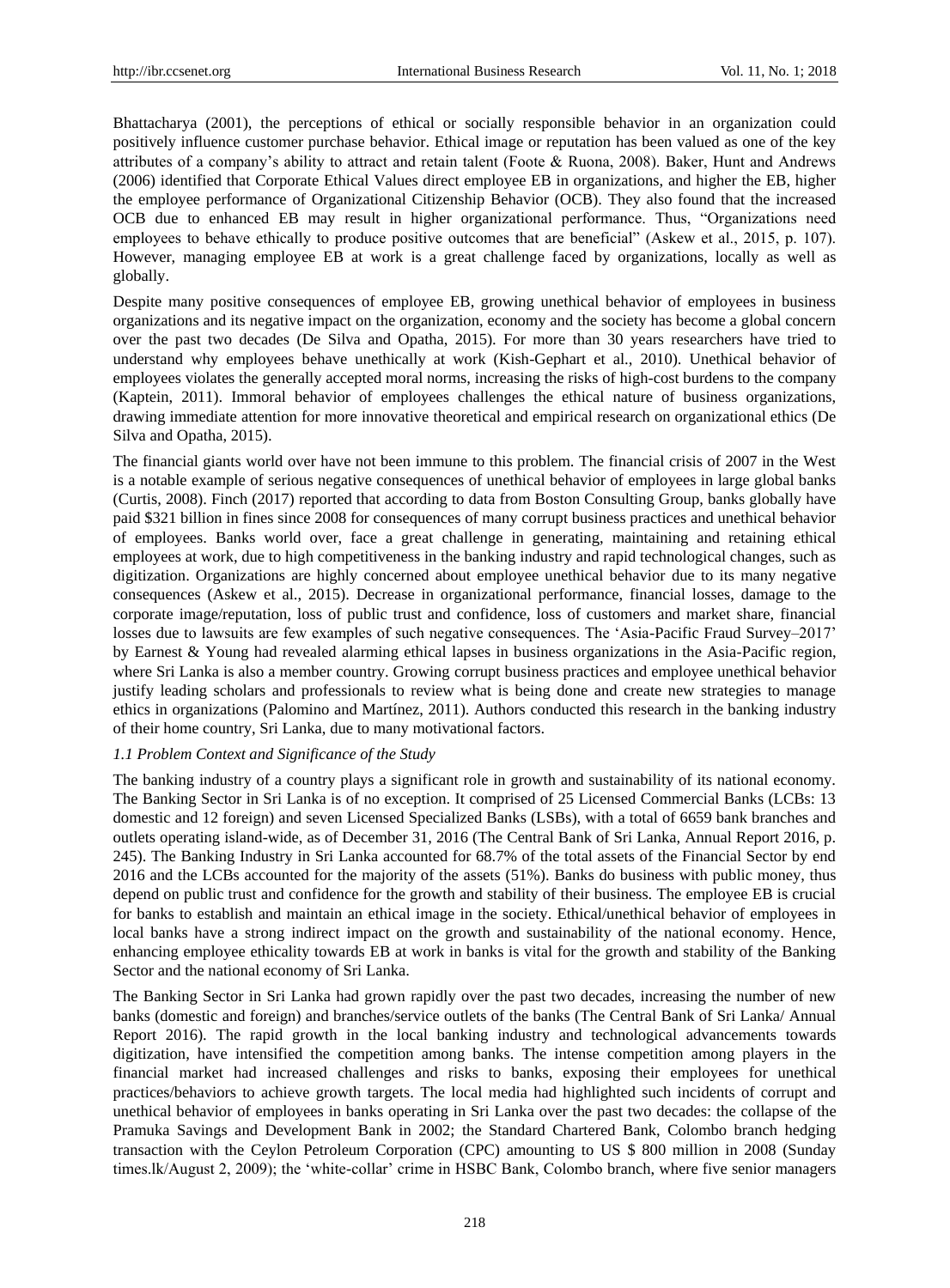Bhattacharya (2001), the perceptions of ethical or socially responsible behavior in an organization could positively influence customer purchase behavior. Ethical image or reputation has been valued as one of the key attributes of a company's ability to attract and retain talent (Foote & Ruona, 2008). Baker, Hunt and Andrews (2006) identified that Corporate Ethical Values direct employee EB in organizations, and higher the EB, higher the employee performance of Organizational Citizenship Behavior (OCB). They also found that the increased OCB due to enhanced EB may result in higher organizational performance. Thus, "Organizations need employees to behave ethically to produce positive outcomes that are beneficial" (Askew et al., 2015, p. 107). However, managing employee EB at work is a great challenge faced by organizations, locally as well as globally.

Despite many positive consequences of employee EB, growing unethical behavior of employees in business organizations and its negative impact on the organization, economy and the society has become a global concern over the past two decades (De Silva and Opatha, 2015). For more than 30 years researchers have tried to understand why employees behave unethically at work (Kish-Gephart et al., 2010). Unethical behavior of employees violates the generally accepted moral norms, increasing the risks of high-cost burdens to the company (Kaptein, 2011). Immoral behavior of employees challenges the ethical nature of business organizations, drawing immediate attention for more innovative theoretical and empirical research on organizational ethics (De Silva and Opatha, 2015).

The financial giants world over have not been immune to this problem. The financial crisis of 2007 in the West is a notable example of serious negative consequences of unethical behavior of employees in large global banks (Curtis, 2008). Finch (2017) reported that according to data from Boston Consulting Group, banks globally have paid \$321 billion in fines since 2008 for consequences of many corrupt business practices and unethical behavior of employees. Banks world over, face a great challenge in generating, maintaining and retaining ethical employees at work, due to high competitiveness in the banking industry and rapid technological changes, such as digitization. Organizations are highly concerned about employee unethical behavior due to its many negative consequences (Askew et al., 2015). Decrease in organizational performance, financial losses, damage to the corporate image/reputation, loss of public trust and confidence, loss of customers and market share, financial losses due to lawsuits are few examples of such negative consequences. The 'Asia-Pacific Fraud Survey–2017' by Earnest & Young had revealed alarming ethical lapses in business organizations in the Asia-Pacific region, where Sri Lanka is also a member country. Growing corrupt business practices and employee unethical behavior justify leading scholars and professionals to review what is being done and create new strategies to manage ethics in organizations (Palomino and Martínez, 2011). Authors conducted this research in the banking industry of their home country, Sri Lanka, due to many motivational factors.

### *1.1 Problem Context and Significance of the Study*

The banking industry of a country plays a significant role in growth and sustainability of its national economy. The Banking Sector in Sri Lanka is of no exception. It comprised of 25 Licensed Commercial Banks (LCBs: 13 domestic and 12 foreign) and seven Licensed Specialized Banks (LSBs), with a total of 6659 bank branches and outlets operating island-wide, as of December 31, 2016 (The Central Bank of Sri Lanka, Annual Report 2016, p. 245). The Banking Industry in Sri Lanka accounted for 68.7% of the total assets of the Financial Sector by end 2016 and the LCBs accounted for the majority of the assets (51%). Banks do business with public money, thus depend on public trust and confidence for the growth and stability of their business. The employee EB is crucial for banks to establish and maintain an ethical image in the society. Ethical/unethical behavior of employees in local banks have a strong indirect impact on the growth and sustainability of the national economy. Hence, enhancing employee ethicality towards EB at work in banks is vital for the growth and stability of the Banking Sector and the national economy of Sri Lanka.

The Banking Sector in Sri Lanka had grown rapidly over the past two decades, increasing the number of new banks (domestic and foreign) and branches/service outlets of the banks (The Central Bank of Sri Lanka/ Annual Report 2016). The rapid growth in the local banking industry and technological advancements towards digitization, have intensified the competition among banks. The intense competition among players in the financial market had increased challenges and risks to banks, exposing their employees for unethical practices/behaviors to achieve growth targets. The local media had highlighted such incidents of corrupt and unethical behavior of employees in banks operating in Sri Lanka over the past two decades: the collapse of the Pramuka Savings and Development Bank in 2002; the Standard Chartered Bank, Colombo branch hedging transaction with the Ceylon Petroleum Corporation (CPC) amounting to US \$ 800 million in 2008 (Sunday times.lk/August 2, 2009); the 'white-collar' crime in HSBC Bank, Colombo branch, where five senior managers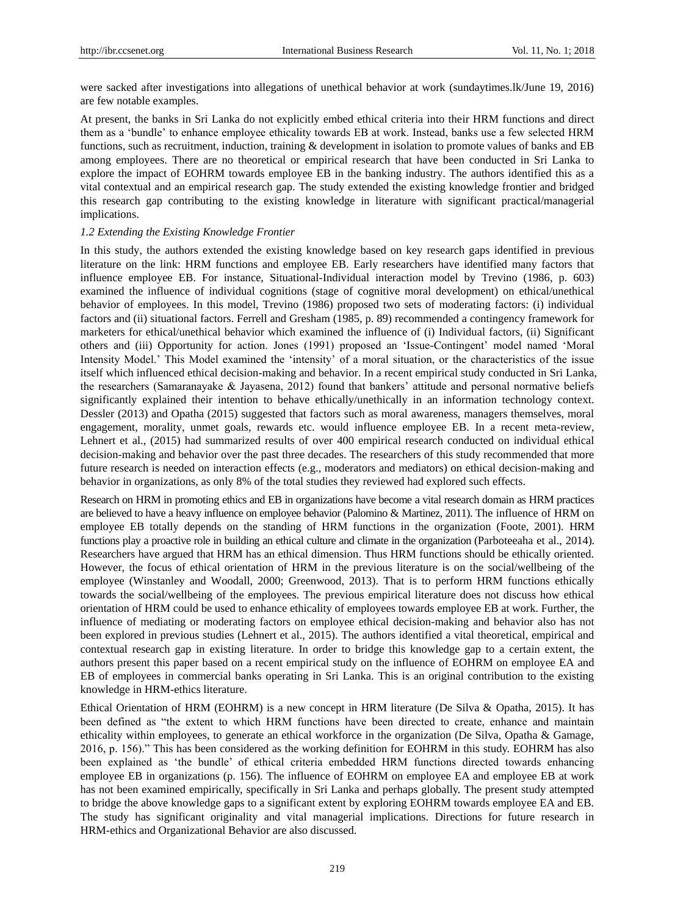were sacked after investigations into allegations of unethical behavior at work (sundaytimes.lk/June 19, 2016) are few notable examples.

At present, the banks in Sri Lanka do not explicitly embed ethical criteria into their HRM functions and direct them as a 'bundle' to enhance employee ethicality towards EB at work. Instead, banks use a few selected HRM functions, such as recruitment, induction, training & development in isolation to promote values of banks and EB among employees. There are no theoretical or empirical research that have been conducted in Sri Lanka to explore the impact of EOHRM towards employee EB in the banking industry. The authors identified this as a vital contextual and an empirical research gap. The study extended the existing knowledge frontier and bridged this research gap contributing to the existing knowledge in literature with significant practical/managerial implications.

### *1.2 Extending the Existing Knowledge Frontier*

In this study, the authors extended the existing knowledge based on key research gaps identified in previous literature on the link: HRM functions and employee EB. Early researchers have identified many factors that influence employee EB. For instance, Situational-Individual interaction model by Trevino (1986, p. 603) examined the influence of individual cognitions (stage of cognitive moral development) on ethical/unethical behavior of employees. In this model, Trevino (1986) proposed two sets of moderating factors: (i) individual factors and (ii) situational factors. Ferrell and Gresham (1985, p. 89) recommended a contingency framework for marketers for ethical/unethical behavior which examined the influence of (i) Individual factors, (ii) Significant others and (iii) Opportunity for action. Jones (1991) proposed an 'Issue-Contingent' model named 'Moral Intensity Model.' This Model examined the 'intensity' of a moral situation, or the characteristics of the issue itself which influenced ethical decision-making and behavior. In a recent empirical study conducted in Sri Lanka, the researchers (Samaranayake & Jayasena, 2012) found that bankers' attitude and personal normative beliefs significantly explained their intention to behave ethically/unethically in an information technology context. Dessler (2013) and Opatha (2015) suggested that factors such as moral awareness, managers themselves, moral engagement, morality, unmet goals, rewards etc. would influence employee EB. In a recent meta-review, Lehnert et al., (2015) had summarized results of over 400 empirical research conducted on individual ethical decision-making and behavior over the past three decades. The researchers of this study recommended that more future research is needed on interaction effects (e.g., moderators and mediators) on ethical decision-making and behavior in organizations, as only 8% of the total studies they reviewed had explored such effects.

Research on HRM in promoting ethics and EB in organizations have become a vital research domain as HRM practices are believed to have a heavy influence on employee behavior (Palomino & Martinez, 2011). The influence of HRM on employee EB totally depends on the standing of HRM functions in the organization (Foote, 2001). HRM functions play a proactive role in building an ethical culture and climate in the organization (Parboteeaha et al., 2014). Researchers have argued that HRM has an ethical dimension. Thus HRM functions should be ethically oriented. However, the focus of ethical orientation of HRM in the previous literature is on the social/wellbeing of the employee (Winstanley and Woodall, 2000; Greenwood, 2013). That is to perform HRM functions ethically towards the social/wellbeing of the employees. The previous empirical literature does not discuss how ethical orientation of HRM could be used to enhance ethicality of employees towards employee EB at work. Further, the influence of mediating or moderating factors on employee ethical decision-making and behavior also has not been explored in previous studies (Lehnert et al., 2015). The authors identified a vital theoretical, empirical and contextual research gap in existing literature. In order to bridge this knowledge gap to a certain extent, the authors present this paper based on a recent empirical study on the influence of EOHRM on employee EA and EB of employees in commercial banks operating in Sri Lanka. This is an original contribution to the existing knowledge in HRM-ethics literature.

Ethical Orientation of HRM (EOHRM) is a new concept in HRM literature (De Silva & Opatha, 2015). It has been defined as "the extent to which HRM functions have been directed to create, enhance and maintain ethicality within employees, to generate an ethical workforce in the organization (De Silva, Opatha & Gamage, 2016, p. 156)." This has been considered as the working definition for EOHRM in this study. EOHRM has also been explained as 'the bundle' of ethical criteria embedded HRM functions directed towards enhancing employee EB in organizations (p. 156). The influence of EOHRM on employee EA and employee EB at work has not been examined empirically, specifically in Sri Lanka and perhaps globally. The present study attempted to bridge the above knowledge gaps to a significant extent by exploring EOHRM towards employee EA and EB. The study has significant originality and vital managerial implications. Directions for future research in HRM-ethics and Organizational Behavior are also discussed.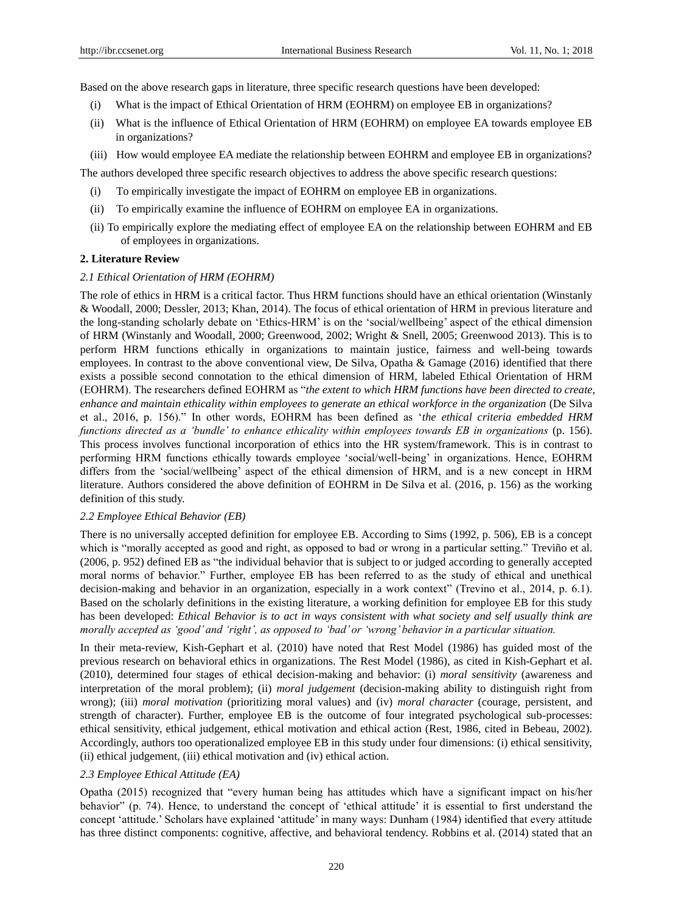Based on the above research gaps in literature, three specific research questions have been developed:

(i) What is the impact of Ethical Orientation of HRM (EOHRM) on employee EB in organizations?

(ii) What is the influence of Ethical Orientation of HRM (EOHRM) on employee EA towards employee EB in organizations?

(iii) How would employee EA mediate the relationship between EOHRM and employee EB in organizations?

The authors developed three specific research objectives to address the above specific research questions:

(i) To empirically investigate the impact of EOHRM on employee EB in organizations.

(ii) To empirically examine the influence of EOHRM on employee EA in organizations.

(ii) To empirically explore the mediating effect of employee EA on the relationship between EOHRM and EB of employees in organizations.

## 2. Literature Review

### *2.1 Ethical Orientation of HRM (EOHRM)*

The role of ethics in HRM is a critical factor. Thus HRM functions should have an ethical orientation (Winstanly & Woodall, 2000; Dessler, 2013; Khan, 2014). The focus of ethical orientation of HRM in previous literature and the long-standing scholarly debate on 'Ethics-HRM' is on the 'social/wellbeing' aspect of the ethical dimension of HRM (Winstanly and Woodall, 2000; Greenwood, 2002; Wright & Snell, 2005; Greenwood 2013). This is to perform HRM functions ethically in organizations to maintain justice, fairness and well-being towards employees. In contrast to the above conventional view, De Silva, Opatha & Gamage (2016) identified that there exists a possible second connotation to the ethical dimension of HRM, labeled Ethical Orientation of HRM (EOHRM). The researchers defined EOHRM as "*the extent to which HRM functions have been directed to create, enhance and maintain ethicality within employees to generate an ethical workforce in the organization* (De Silva et al., 2016, p. 156)." In other words, EOHRM has been defined as '*the ethical criteria embedded HRM functions directed as a 'bundle' to enhance ethicality within employees towards EB in organizations* (p. 156). This process involves functional incorporation of ethics into the HR system/framework. This is in contrast to performing HRM functions ethically towards employee 'social/well-being' in organizations. Hence, EOHRM differs from the 'social/wellbeing' aspect of the ethical dimension of HRM, and is a new concept in HRM literature. Authors considered the above definition of EOHRM in De Silva et al. (2016, p. 156) as the working definition of this study.

### *2.2 Employee Ethical Behavior (EB)*

There is no universally accepted definition for employee EB. According to Sims (1992, p. 506), EB is a concept which is "morally accepted as good and right, as opposed to bad or wrong in a particular setting." Treviño et al. (2006, p. 952) defined EB as "the individual behavior that is subject to or judged according to generally accepted moral norms of behavior." Further, employee EB has been referred to as the study of ethical and unethical decision-making and behavior in an organization, especially in a work context" (Trevino et al., 2014, p. 6.1). Based on the scholarly definitions in the existing literature, a working definition for employee EB for this study has been developed: *Ethical Behavior is to act in ways consistent with what society and self usually think are morally accepted as 'good' and 'right', as opposed to 'bad' or 'wrong' behavior in a particular situation.*

In their meta-review, Kish-Gephart et al. (2010) have noted that Rest Model (1986) has guided most of the previous research on behavioral ethics in organizations. The Rest Model (1986), as cited in Kish-Gephart et al. (2010), determined four stages of ethical decision-making and behavior: (i) *moral sensitivity* (awareness and interpretation of the moral problem); (ii) *moral judgement* (decision-making ability to distinguish right from wrong); (iii) *moral motivation* (prioritizing moral values) and (iv) *moral character* (courage, persistent, and strength of character). Further, employee EB is the outcome of four integrated psychological sub-processes: ethical sensitivity, ethical judgement, ethical motivation and ethical action (Rest, 1986, cited in Bebeau, 2002). Accordingly, authors too operationalized employee EB in this study under four dimensions: (i) ethical sensitivity, (ii) ethical judgement, (iii) ethical motivation and (iv) ethical action.

### *2.3 Employee Ethical Attitude (EA)*

Opatha (2015) recognized that "every human being has attitudes which have a significant impact on his/her behavior" (p. 74). Hence, to understand the concept of 'ethical attitude' it is essential to first understand the concept 'attitude.' Scholars have explained 'attitude' in many ways: Dunham (1984) identified that every attitude has three distinct components: cognitive, affective, and behavioral tendency. Robbins et al. (2014) stated that an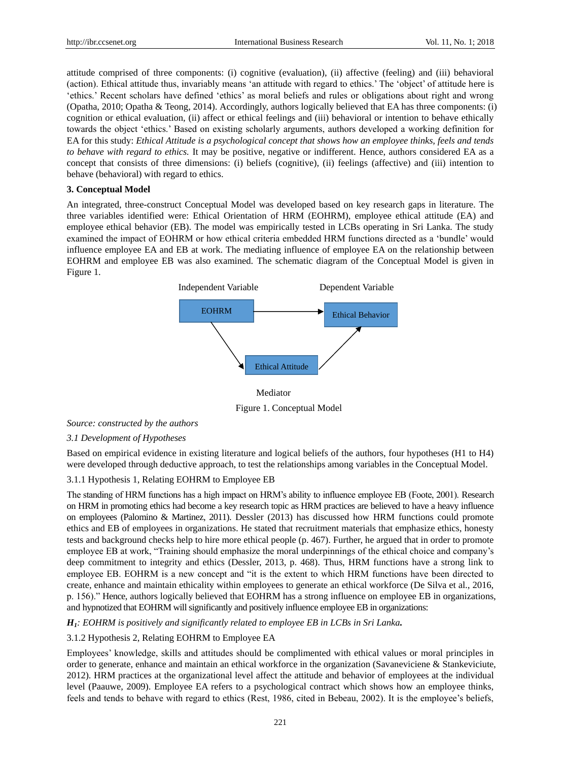attitude comprised of three components: (i) cognitive (evaluation), (ii) affective (feeling) and (iii) behavioral (action). Ethical attitude thus, invariably means 'an attitude with regard to ethics.' The 'object' of attitude here is 'ethics.' Recent scholars have defined 'ethics' as moral beliefs and rules or obligations about right and wrong (Opatha, 2010; Opatha & Teong, 2014). Accordingly, authors logically believed that EA has three components: (i) cognition or ethical evaluation, (ii) affect or ethical feelings and (iii) behavioral or intention to behave ethically towards the object 'ethics.' Based on existing scholarly arguments, authors developed a working definition for EA for this study: *Ethical Attitude is a psychological concept that shows how an employee thinks, feels and tends to behave with regard to ethics.* It may be positive, negative or indifferent. Hence, authors considered EA as a concept that consists of three dimensions: (i) beliefs (cognitive), (ii) feelings (affective) and (iii) intention to behave (behavioral) with regard to ethics.

## 3. Conceptual Model

An integrated, three-construct Conceptual Model was developed based on key research gaps in literature. The three variables identified were: Ethical Orientation of HRM (EOHRM), employee ethical attitude (EA) and employee ethical behavior (EB). The model was empirically tested in LCBs operating in Sri Lanka. The study examined the impact of EOHRM or how ethical criteria embedded HRM functions directed as a 'bundle' would influence employee EA and EB at work. The mediating influence of employee EA on the relationship between EOHRM and employee EB was also examined. The schematic diagram of the Conceptual Model is given in Figure 1.

Independent Variable — EOHRM → Ethical Behavior (Dependent Variable); EOHRM → Ethical Attitude (Mediator) → Ethical Behavior

Figure 1. Conceptual Model

*Source: constructed by the authors*

### *3.1 Development of Hypotheses*

Based on empirical evidence in existing literature and logical beliefs of the authors, four hypotheses (H1 to H4) were developed through deductive approach, to test the relationships among variables in the Conceptual Model.

#### 3.1.1 Hypothesis 1, Relating EOHRM to Employee EB

The standing of HRM functions has a high impact on HRM's ability to influence employee EB (Foote, 2001). Research on HRM in promoting ethics had become a key research topic as HRM practices are believed to have a heavy influence on employees (Palomino & Martinez, 2011). Dessler (2013) has discussed how HRM functions could promote ethics and EB of employees in organizations. He stated that recruitment materials that emphasize ethics, honesty tests and background checks help to hire more ethical people (p. 467). Further, he argued that in order to promote employee EB at work, "Training should emphasize the moral underpinnings of the ethical choice and company's deep commitment to integrity and ethics (Dessler, 2013, p. 468). Thus, HRM functions have a strong link to employee EB. EOHRM is a new concept and "it is the extent to which HRM functions have been directed to create, enhance and maintain ethicality within employees to generate an ethical workforce (De Silva et al., 2016, p. 156)." Hence, authors logically believed that EOHRM has a strong influence on employee EB in organizations, and hypnotized that EOHRM will significantly and positively influence employee EB in organizations:

***$H_1$**: EOHRM is positively and significantly related to employee EB in LCBs in Sri Lanka.*

#### 3.1.2 Hypothesis 2, Relating EOHRM to Employee EA

Employees' knowledge, skills and attitudes should be complimented with ethical values or moral principles in order to generate, enhance and maintain an ethical workforce in the organization (Savaneviciene & Stankeviciute, 2012). HRM practices at the organizational level affect the attitude and behavior of employees at the individual level (Paauwe, 2009). Employee EA refers to a psychological contract which shows how an employee thinks, feels and tends to behave with regard to ethics (Rest, 1986, cited in Bebeau, 2002). It is the employee's beliefs,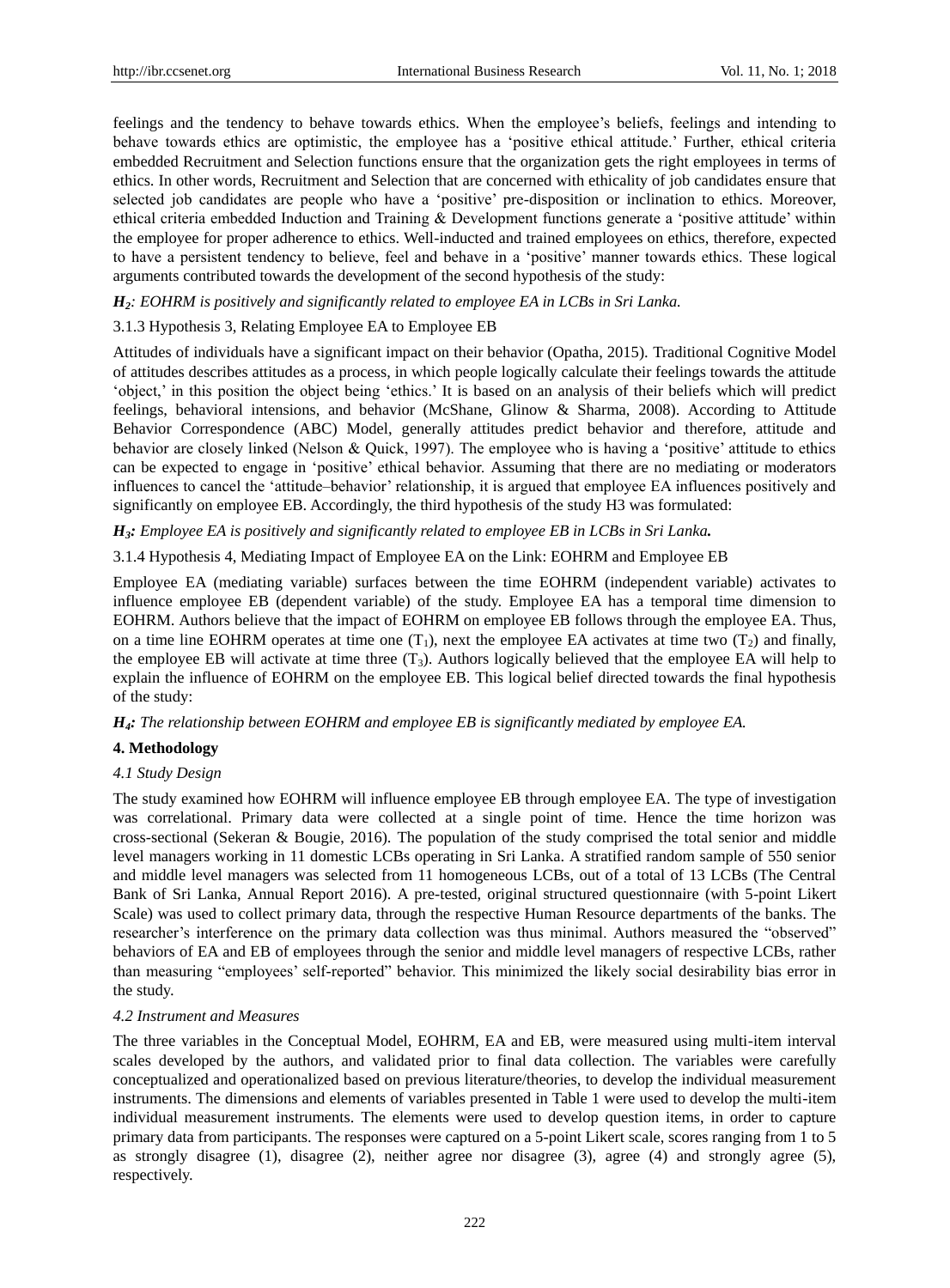feelings and the tendency to behave towards ethics. When the employee's beliefs, feelings and intending to behave towards ethics are optimistic, the employee has a 'positive ethical attitude.' Further, ethical criteria embedded Recruitment and Selection functions ensure that the organization gets the right employees in terms of ethics. In other words, Recruitment and Selection that are concerned with ethicality of job candidates ensure that selected job candidates are people who have a 'positive' pre-disposition or inclination to ethics. Moreover, ethical criteria embedded Induction and Training & Development functions generate a 'positive attitude' within the employee for proper adherence to ethics. Well-inducted and trained employees on ethics, therefore, expected to have a persistent tendency to believe, feel and behave in a 'positive' manner towards ethics. These logical arguments contributed towards the development of the second hypothesis of the study:

***$H_2$**: EOHRM is positively and significantly related to employee EA in LCBs in Sri Lanka.*

3.1.3 Hypothesis 3, Relating Employee EA to Employee EB

Attitudes of individuals have a significant impact on their behavior (Opatha, 2015). Traditional Cognitive Model of attitudes describes attitudes as a process, in which people logically calculate their feelings towards the attitude 'object,' in this position the object being 'ethics.' It is based on an analysis of their beliefs which will predict feelings, behavioral intensions, and behavior (McShane, Glinow & Sharma, 2008). According to Attitude Behavior Correspondence (ABC) Model, generally attitudes predict behavior and therefore, attitude and behavior are closely linked (Nelson & Quick, 1997). The employee who is having a 'positive' attitude to ethics can be expected to engage in 'positive' ethical behavior. Assuming that there are no mediating or moderators influences to cancel the 'attitude–behavior' relationship, it is argued that employee EA influences positively and significantly on employee EB. Accordingly, the third hypothesis of the study H3 was formulated:

***$H_3$**: Employee EA is positively and significantly related to employee EB in LCBs in Sri Lanka.*

3.1.4 Hypothesis 4, Mediating Impact of Employee EA on the Link: EOHRM and Employee EB

Employee EA (mediating variable) surfaces between the time EOHRM (independent variable) activates to influence employee EB (dependent variable) of the study. Employee EA has a temporal time dimension to EOHRM. Authors believe that the impact of EOHRM on employee EB follows through the employee EA. Thus, on a time line EOHRM operates at time one ($T_1$), next the employee EA activates at time two ($T_2$) and finally, the employee EB will activate at time three ($T_3$). Authors logically believed that the employee EA will help to explain the influence of EOHRM on the employee EB. This logical belief directed towards the final hypothesis of the study:

***$H_4$**: The relationship between EOHRM and employee EB is significantly mediated by employee EA.*

## 4. Methodology

### *4.1 Study Design*

The study examined how EOHRM will influence employee EB through employee EA. The type of investigation was correlational. Primary data were collected at a single point of time. Hence the time horizon was cross-sectional (Sekeran & Bougie, 2016). The population of the study comprised the total senior and middle level managers working in 11 domestic LCBs operating in Sri Lanka. A stratified random sample of 550 senior and middle level managers was selected from 11 homogeneous LCBs, out of a total of 13 LCBs (The Central Bank of Sri Lanka, Annual Report 2016). A pre-tested, original structured questionnaire (with 5-point Likert Scale) was used to collect primary data, through the respective Human Resource departments of the banks. The researcher's interference on the primary data collection was thus minimal. Authors measured the "observed" behaviors of EA and EB of employees through the senior and middle level managers of respective LCBs, rather than measuring "employees' self-reported" behavior. This minimized the likely social desirability bias error in the study.

### *4.2 Instrument and Measures*

The three variables in the Conceptual Model, EOHRM, EA and EB, were measured using multi-item interval scales developed by the authors, and validated prior to final data collection. The variables were carefully conceptualized and operationalized based on previous literature/theories, to develop the individual measurement instruments. The dimensions and elements of variables presented in Table 1 were used to develop the multi-item individual measurement instruments. The elements were used to develop question items, in order to capture primary data from participants. The responses were captured on a 5-point Likert scale, scores ranging from 1 to 5 as strongly disagree (1), disagree (2), neither agree nor disagree (3), agree (4) and strongly agree (5), respectively.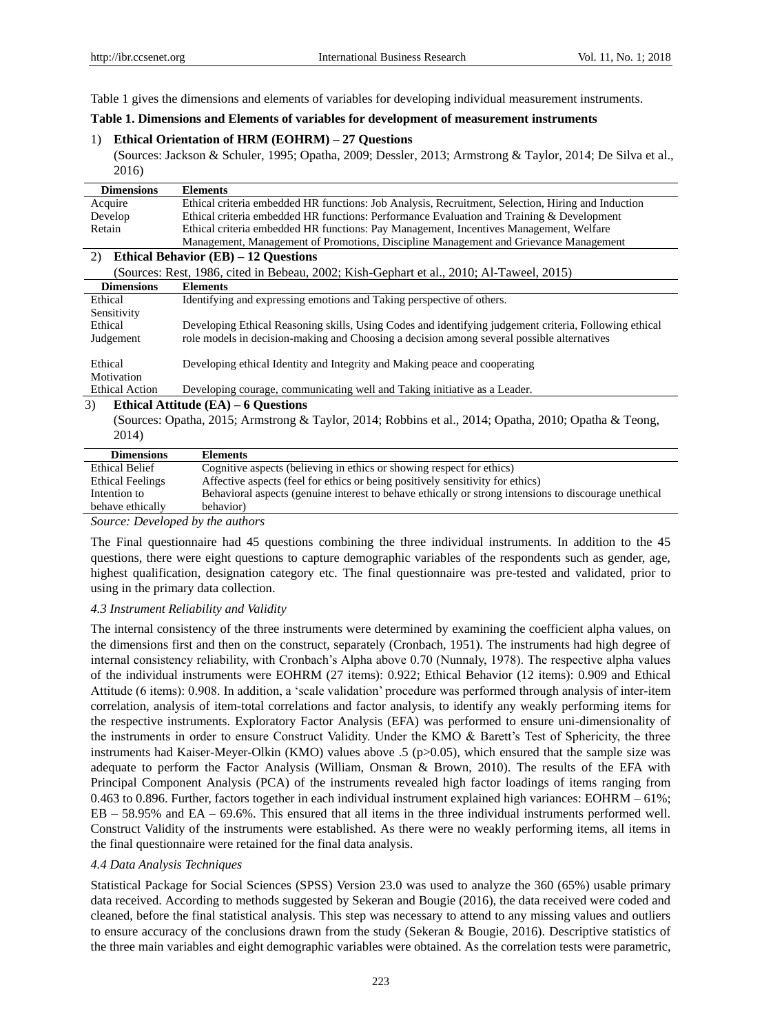Table 1 gives the dimensions and elements of variables for developing individual measurement instruments.

**Table 1. Dimensions and Elements of variables for development of measurement instruments**

1) **Ethical Orientation of HRM (EOHRM) – 27 Questions**

(Sources: Jackson & Schuler, 1995; Opatha, 2009; Dessler, 2013; Armstrong & Taylor, 2014; De Silva et al., 2016)

| Dimensions | Elements |
|---|---|
| Acquire | Ethical criteria embedded HR functions: Job Analysis, Recruitment, Selection, Hiring and Induction |
| Develop | Ethical criteria embedded HR functions: Performance Evaluation and Training & Development |
| Retain | Ethical criteria embedded HR functions: Pay Management, Incentives Management, Welfare Management, Management of Promotions, Discipline Management and Grievance Management |

2) **Ethical Behavior (EB) – 12 Questions**

(Sources: Rest, 1986, cited in Bebeau, 2002; Kish-Gephart et al., 2010; Al-Taweel, 2015)

| Dimensions | Elements |
|---|---|
| Ethical Sensitivity | Identifying and expressing emotions and Taking perspective of others. |
| Ethical Judgement | Developing Ethical Reasoning skills, Using Codes and identifying judgement criteria, Following ethical role models in decision-making and Choosing a decision among several possible alternatives |
| Ethical Motivation | Developing ethical Identity and Integrity and Making peace and cooperating |
| Ethical Action | Developing courage, communicating well and Taking initiative as a Leader. |

3) **Ethical Attitude (EA) – 6 Questions**

(Sources: Opatha, 2015; Armstrong & Taylor, 2014; Robbins et al., 2014; Opatha, 2010; Opatha & Teong, 2014)

| Dimensions | Elements |
|---|---|
| Ethical Belief | Cognitive aspects (believing in ethics or showing respect for ethics) |
| Ethical Feelings | Affective aspects (feel for ethics or being positively sensitivity for ethics) |
| Intention to behave ethically | Behavioral aspects (genuine interest to behave ethically or strong intensions to discourage unethical behavior) |

*Source: Developed by the authors*

The Final questionnaire had 45 questions combining the three individual instruments. In addition to the 45 questions, there were eight questions to capture demographic variables of the respondents such as gender, age, highest qualification, designation category etc. The final questionnaire was pre-tested and validated, prior to using in the primary data collection.

### *4.3 Instrument Reliability and Validity*

The internal consistency of the three instruments were determined by examining the coefficient alpha values, on the dimensions first and then on the construct, separately (Cronbach, 1951). The instruments had high degree of internal consistency reliability, with Cronbach's Alpha above 0.70 (Nunnaly, 1978). The respective alpha values of the individual instruments were EOHRM (27 items): 0.922; Ethical Behavior (12 items): 0.909 and Ethical Attitude (6 items): 0.908. In addition, a 'scale validation' procedure was performed through analysis of inter-item correlation, analysis of item-total correlations and factor analysis, to identify any weakly performing items for the respective instruments. Exploratory Factor Analysis (EFA) was performed to ensure uni-dimensionality of the instruments in order to ensure Construct Validity. Under the KMO & Barett's Test of Sphericity, the three instruments had Kaiser-Meyer-Olkin (KMO) values above .5 ($p>0.05$), which ensured that the sample size was adequate to perform the Factor Analysis (William, Onsman & Brown, 2010). The results of the EFA with Principal Component Analysis (PCA) of the instruments revealed high factor loadings of items ranging from 0.463 to 0.896. Further, factors together in each individual instrument explained high variances: EOHRM – 61%; EB – 58.95% and EA – 69.6%. This ensured that all items in the three individual instruments performed well. Construct Validity of the instruments were established. As there were no weakly performing items, all items in the final questionnaire were retained for the final data analysis.

### *4.4 Data Analysis Techniques*

Statistical Package for Social Sciences (SPSS) Version 23.0 was used to analyze the 360 (65%) usable primary data received. According to methods suggested by Sekeran and Bougie (2016), the data received were coded and cleaned, before the final statistical analysis. This step was necessary to attend to any missing values and outliers to ensure accuracy of the conclusions drawn from the study (Sekeran & Bougie, 2016). Descriptive statistics of the three main variables and eight demographic variables were obtained. As the correlation tests were parametric,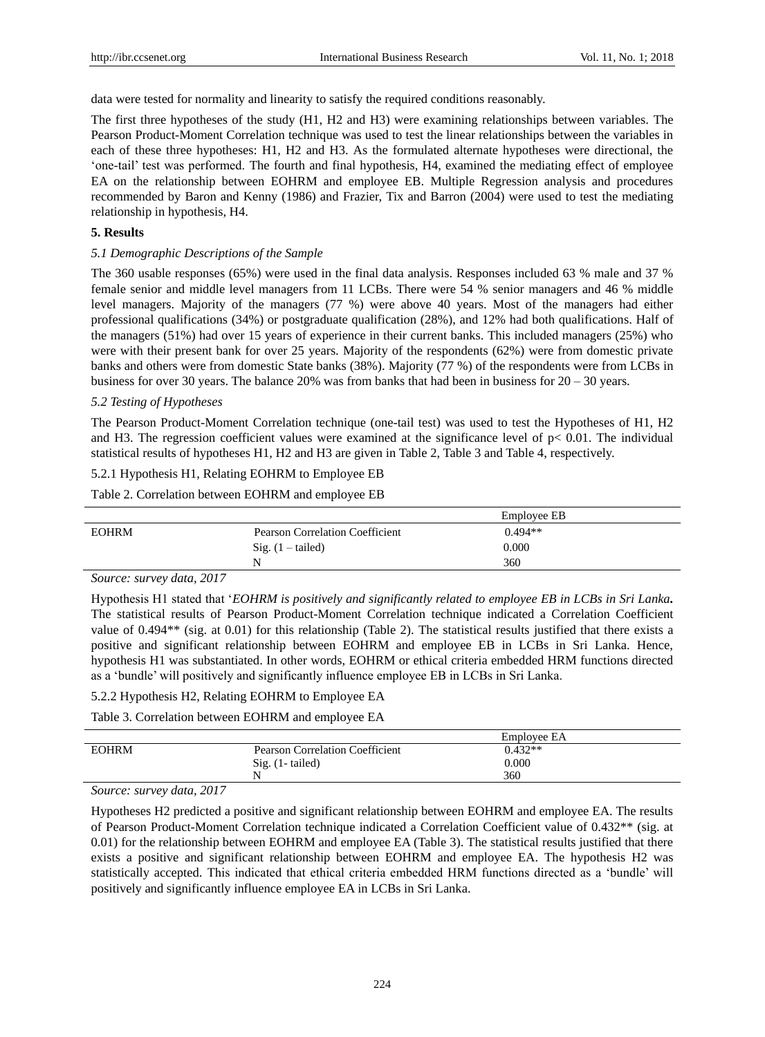data were tested for normality and linearity to satisfy the required conditions reasonably.

The first three hypotheses of the study (H1, H2 and H3) were examining relationships between variables. The Pearson Product-Moment Correlation technique was used to test the linear relationships between the variables in each of these three hypotheses: H1, H2 and H3. As the formulated alternate hypotheses were directional, the 'one-tail' test was performed. The fourth and final hypothesis, H4, examined the mediating effect of employee EA on the relationship between EOHRM and employee EB. Multiple Regression analysis and procedures recommended by Baron and Kenny (1986) and Frazier, Tix and Barron (2004) were used to test the mediating relationship in hypothesis, H4.

## 5. Results

### *5.1 Demographic Descriptions of the Sample*

The 360 usable responses (65%) were used in the final data analysis. Responses included 63 % male and 37 % female senior and middle level managers from 11 LCBs. There were 54 % senior managers and 46 % middle level managers. Majority of the managers (77 %) were above 40 years. Most of the managers had either professional qualifications (34%) or postgraduate qualification (28%), and 12% had both qualifications. Half of the managers (51%) had over 15 years of experience in their current banks. This included managers (25%) who were with their present bank for over 25 years. Majority of the respondents (62%) were from domestic private banks and others were from domestic State banks (38%). Majority (77 %) of the respondents were from LCBs in business for over 30 years. The balance 20% was from banks that had been in business for 20 – 30 years.

### *5.2 Testing of Hypotheses*

The Pearson Product-Moment Correlation technique (one-tail test) was used to test the Hypotheses of H1, H2 and H3. The regression coefficient values were examined at the significance level of $p < 0.01$. The individual statistical results of hypotheses H1, H2 and H3 are given in Table 2, Table 3 and Table 4, respectively.

#### 5.2.1 Hypothesis H1, Relating EOHRM to Employee EB

Table 2. Correlation between EOHRM and employee EB

| | | Employee EB |
|---|---|---|
| EOHRM | Pearson Correlation Coefficient | 0.494** |
| | Sig. (1 – tailed) | 0.000 |
| | N | 360 |

*Source: survey data, 2017*

Hypothesis H1 stated that '*EOHRM is positively and significantly related to employee EB in LCBs in Sri Lanka***.** The statistical results of Pearson Product-Moment Correlation technique indicated a Correlation Coefficient value of 0.494** (sig. at 0.01) for this relationship (Table 2). The statistical results justified that there exists a positive and significant relationship between EOHRM and employee EB in LCBs in Sri Lanka. Hence, hypothesis H1 was substantiated. In other words, EOHRM or ethical criteria embedded HRM functions directed as a 'bundle' will positively and significantly influence employee EB in LCBs in Sri Lanka.

#### 5.2.2 Hypothesis H2, Relating EOHRM to Employee EA

Table 3. Correlation between EOHRM and employee EA

| | | Employee EA |
|---|---|---|
| EOHRM | Pearson Correlation Coefficient | 0.432** |
| | Sig. (1- tailed) | 0.000 |
| | N | 360 |

*Source: survey data, 2017*

Hypotheses H2 predicted a positive and significant relationship between EOHRM and employee EA. The results of Pearson Product-Moment Correlation technique indicated a Correlation Coefficient value of 0.432** (sig. at 0.01) for the relationship between EOHRM and employee EA (Table 3). The statistical results justified that there exists a positive and significant relationship between EOHRM and employee EA. The hypothesis H2 was statistically accepted. This indicated that ethical criteria embedded HRM functions directed as a 'bundle' will positively and significantly influence employee EA in LCBs in Sri Lanka.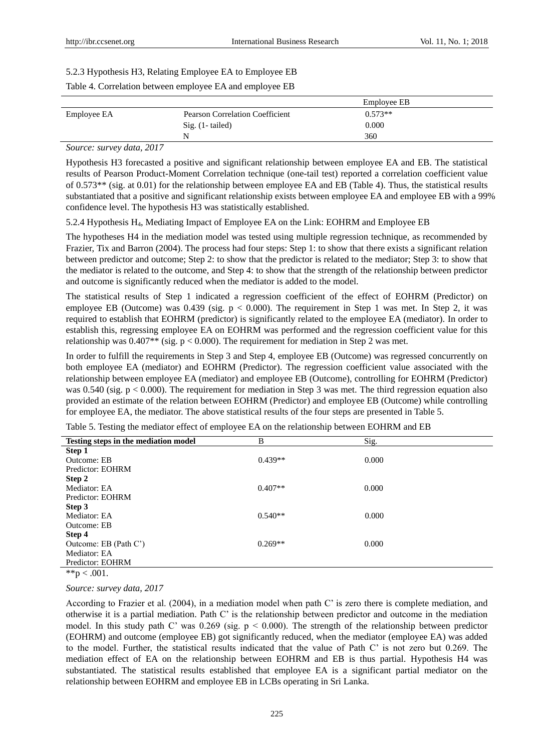### 5.2.3 Hypothesis H3, Relating Employee EA to Employee EB

Table 4. Correlation between employee EA and employee EB

| | | Employee EB |
|---|---|---|
| Employee EA | Pearson Correlation Coefficient | 0.573** |
| | Sig. (1- tailed) | 0.000 |
| | N | 360 |

*Source: survey data, 2017*

Hypothesis H3 forecasted a positive and significant relationship between employee EA and EB. The statistical results of Pearson Product-Moment Correlation technique (one-tail test) reported a correlation coefficient value of 0.573** (sig. at 0.01) for the relationship between employee EA and EB (Table 4). Thus, the statistical results substantiated that a positive and significant relationship exists between employee EA and employee EB with a 99% confidence level. The hypothesis H3 was statistically established.

### 5.2.4 Hypothesis $H_4$, Mediating Impact of Employee EA on the Link: EOHRM and Employee EB

The hypotheses H4 in the mediation model was tested using multiple regression technique, as recommended by Frazier, Tix and Barron (2004). The process had four steps: Step 1: to show that there exists a significant relation between predictor and outcome; Step 2: to show that the predictor is related to the mediator; Step 3: to show that the mediator is related to the outcome, and Step 4: to show that the strength of the relationship between predictor and outcome is significantly reduced when the mediator is added to the model.

The statistical results of Step 1 indicated a regression coefficient of the effect of EOHRM (Predictor) on employee EB (Outcome) was 0.439 (sig. $p < 0.000$). The requirement in Step 1 was met. In Step 2, it was required to establish that EOHRM (predictor) is significantly related to the employee EA (mediator). In order to establish this, regressing employee EA on EOHRM was performed and the regression coefficient value for this relationship was 0.407** (sig. $p < 0.000$). The requirement for mediation in Step 2 was met.

In order to fulfill the requirements in Step 3 and Step 4, employee EB (Outcome) was regressed concurrently on both employee EA (mediator) and EOHRM (Predictor). The regression coefficient value associated with the relationship between employee EA (mediator) and employee EB (Outcome), controlling for EOHRM (Predictor) was 0.540 (sig. $p < 0.000$). The requirement for mediation in Step 3 was met. The third regression equation also provided an estimate of the relation between EOHRM (Predictor) and employee EB (Outcome) while controlling for employee EA, the mediator. The above statistical results of the four steps are presented in Table 5.

Table 5. Testing the mediator effect of employee EA on the relationship between EOHRM and EB

| Testing steps in the mediation model | B | Sig. |
|---|---|---|
| **Step 1** | | |
| Outcome: EB | 0.439** | 0.000 |
| Predictor: EOHRM | | |
| **Step 2** | | |
| Mediator: EA | 0.407** | 0.000 |
| Predictor: EOHRM | | |
| **Step 3** | | |
| Mediator: EA | 0.540** | 0.000 |
| Outcome: EB | | |
| **Step 4** | | |
| Outcome: EB (Path C') | 0.269** | 0.000 |
| Mediator: EA | | |
| Predictor: EOHRM | | |

**$p < .001$.

*Source: survey data, 2017*

According to Frazier et al. (2004), in a mediation model when path C' is zero there is complete mediation, and otherwise it is a partial mediation. Path C' is the relationship between predictor and outcome in the mediation model. In this study path C' was 0.269 (sig. $p < 0.000$). The strength of the relationship between predictor (EOHRM) and outcome (employee EB) got significantly reduced, when the mediator (employee EA) was added to the model. Further, the statistical results indicated that the value of Path C' is not zero but 0.269. The mediation effect of EA on the relationship between EOHRM and EB is thus partial. Hypothesis H4 was substantiated. The statistical results established that employee EA is a significant partial mediator on the relationship between EOHRM and employee EB in LCBs operating in Sri Lanka.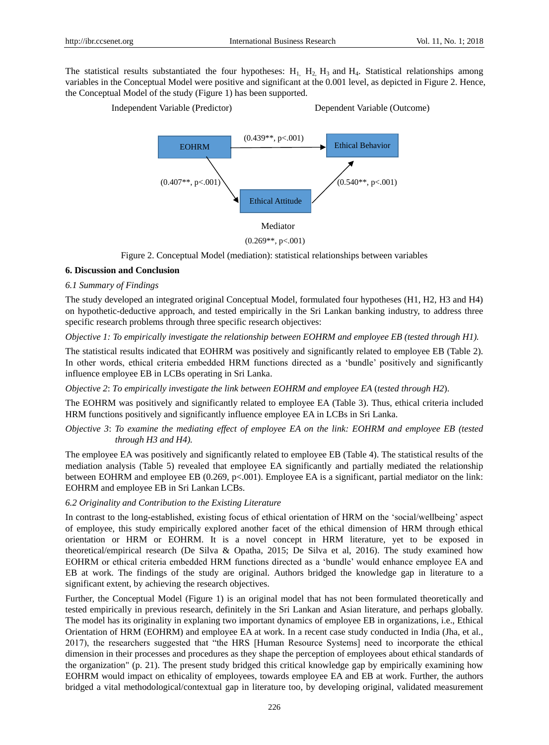The statistical results substantiated the four hypotheses: $H_1$, $H_2$, $H_3$ and $H_4$. Statistical relationships among variables in the Conceptual Model were positive and significant at the 0.001 level, as depicted in Figure 2. Hence, the Conceptual Model of the study (Figure 1) has been supported.

Independent Variable (Predictor) — Dependent Variable (Outcome)

EOHRM → Ethical Behavior (0.439**, p<.001)

EOHRM → Ethical Attitude (0.407**, p<.001)

Ethical Attitude → Ethical Behavior (0.540**, p<.001)

Mediator

(0.269**, p<.001)

Figure 2. Conceptual Model (mediation): statistical relationships between variables

## 6. Discussion and Conclusion

### 6.1 Summary of Findings

The study developed an integrated original Conceptual Model, formulated four hypotheses (H1, H2, H3 and H4) on hypothetic-deductive approach, and tested empirically in the Sri Lankan banking industry, to address three specific research problems through three specific research objectives:

*Objective 1: To empirically investigate the relationship between EOHRM and employee EB (tested through H1).*

The statistical results indicated that EOHRM was positively and significantly related to employee EB (Table 2). In other words, ethical criteria embedded HRM functions directed as a 'bundle' positively and significantly influence employee EB in LCBs operating in Sri Lanka.

*Objective 2: To empirically investigate the link between EOHRM and employee EA (tested through H2).*

The EOHRM was positively and significantly related to employee EA (Table 3). Thus, ethical criteria included HRM functions positively and significantly influence employee EA in LCBs in Sri Lanka.

*Objective 3: To examine the mediating effect of employee EA on the link: EOHRM and employee EB (tested through H3 and H4).*

The employee EA was positively and significantly related to employee EB (Table 4). The statistical results of the mediation analysis (Table 5) revealed that employee EA significantly and partially mediated the relationship between EOHRM and employee EB (0.269, p<.001). Employee EA is a significant, partial mediator on the link: EOHRM and employee EB in Sri Lankan LCBs.

### 6.2 Originality and Contribution to the Existing Literature

In contrast to the long-established, existing focus of ethical orientation of HRM on the 'social/wellbeing' aspect of employee, this study empirically explored another facet of the ethical dimension of HRM through ethical orientation or HRM or EOHRM. It is a novel concept in HRM literature, yet to be exposed in theoretical/empirical research (De Silva & Opatha, 2015; De Silva et al, 2016). The study examined how EOHRM or ethical criteria embedded HRM functions directed as a 'bundle' would enhance employee EA and EB at work. The findings of the study are original. Authors bridged the knowledge gap in literature to a significant extent, by achieving the research objectives.

Further, the Conceptual Model (Figure 1) is an original model that has not been formulated theoretically and tested empirically in previous research, definitely in the Sri Lankan and Asian literature, and perhaps globally. The model has its originality in explaning two important dynamics of employee EB in organizations, i.e., Ethical Orientation of HRM (EOHRM) and employee EA at work. In a recent case study conducted in India (Jha, et al., 2017), the researchers suggested that "the HRS [Human Resource Systems] need to incorporate the ethical dimension in their processes and procedures as they shape the perception of employees about ethical standards of the organization" (p. 21). The present study bridged this critical knowledge gap by empirically examining how EOHRM would impact on ethicality of employees, towards employee EA and EB at work. Further, the authors bridged a vital methodological/contextual gap in literature too, by developing original, validated measurement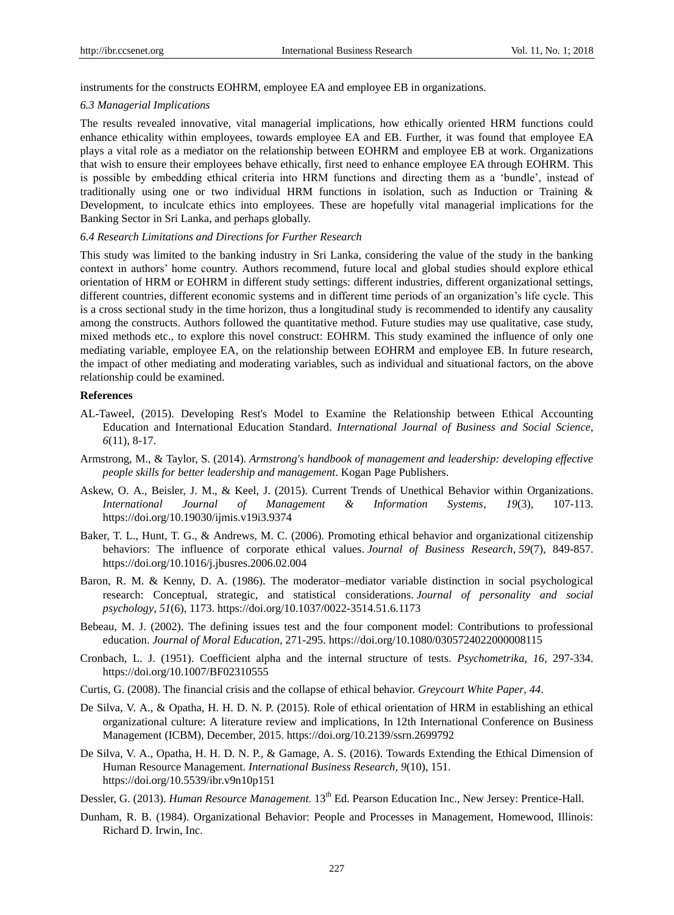instruments for the constructs EOHRM, employee EA and employee EB in organizations.

### *6.3 Managerial Implications*

The results revealed innovative, vital managerial implications, how ethically oriented HRM functions could enhance ethicality within employees, towards employee EA and EB. Further, it was found that employee EA plays a vital role as a mediator on the relationship between EOHRM and employee EB at work. Organizations that wish to ensure their employees behave ethically, first need to enhance employee EA through EOHRM. This is possible by embedding ethical criteria into HRM functions and directing them as a 'bundle', instead of traditionally using one or two individual HRM functions in isolation, such as Induction or Training & Development, to inculcate ethics into employees. These are hopefully vital managerial implications for the Banking Sector in Sri Lanka, and perhaps globally.

### *6.4 Research Limitations and Directions for Further Research*

This study was limited to the banking industry in Sri Lanka, considering the value of the study in the banking context in authors' home country. Authors recommend, future local and global studies should explore ethical orientation of HRM or EOHRM in different study settings: different industries, different organizational settings, different countries, different economic systems and in different time periods of an organization's life cycle. This is a cross sectional study in the time horizon, thus a longitudinal study is recommended to identify any causality among the constructs. Authors followed the quantitative method. Future studies may use qualitative, case study, mixed methods etc., to explore this novel construct: EOHRM. This study examined the influence of only one mediating variable, employee EA, on the relationship between EOHRM and employee EB. In future research, the impact of other mediating and moderating variables, such as individual and situational factors, on the above relationship could be examined.

## References

AL-Taweel, (2015). Developing Rest's Model to Examine the Relationship between Ethical Accounting Education and International Education Standard. *International Journal of Business and Social Science*, *6*(11), 8-17.

Armstrong, M., & Taylor, S. (2014). *Armstrong's handbook of management and leadership: developing effective people skills for better leadership and management*. Kogan Page Publishers.

Askew, O. A., Beisler, J. M., & Keel, J. (2015). Current Trends of Unethical Behavior within Organizations. *International Journal of Management & Information Systems*, *19*(3), 107-113. https://doi.org/10.19030/ijmis.v19i3.9374

Baker, T. L., Hunt, T. G., & Andrews, M. C. (2006). Promoting ethical behavior and organizational citizenship behaviors: The influence of corporate ethical values. *Journal of Business Research*, *59*(7), 849-857. https://doi.org/10.1016/j.jbusres.2006.02.004

Baron, R. M. & Kenny, D. A. (1986). The moderator–mediator variable distinction in social psychological research: Conceptual, strategic, and statistical considerations. *Journal of personality and social psychology*, *51*(6), 1173. https://doi.org/10.1037/0022-3514.51.6.1173

Bebeau, M. J. (2002). The defining issues test and the four component model: Contributions to professional education. *Journal of Moral Education*, 271-295. https://doi.org/10.1080/0305724022000008115

Cronbach, L. J. (1951). Coefficient alpha and the internal structure of tests. *Psychometrika, 16*, 297-334. https://doi.org/10.1007/BF02310555

Curtis, G. (2008). The financial crisis and the collapse of ethical behavior. *Greycourt White Paper, 44*.

De Silva, V. A., & Opatha, H. H. D. N. P. (2015). Role of ethical orientation of HRM in establishing an ethical organizational culture: A literature review and implications, In 12th International Conference on Business Management (ICBM), December, 2015. https://doi.org/10.2139/ssrn.2699792

De Silva, V. A., Opatha, H. H. D. N. P., & Gamage, A. S. (2016). Towards Extending the Ethical Dimension of Human Resource Management. *International Business Research, 9*(10), 151. https://doi.org/10.5539/ibr.v9n10p151

Dessler, G. (2013). *Human Resource Management*. 13th Ed. Pearson Education Inc., New Jersey: Prentice-Hall.

Dunham, R. B. (1984). Organizational Behavior: People and Processes in Management, Homewood, Illinois: Richard D. Irwin, Inc.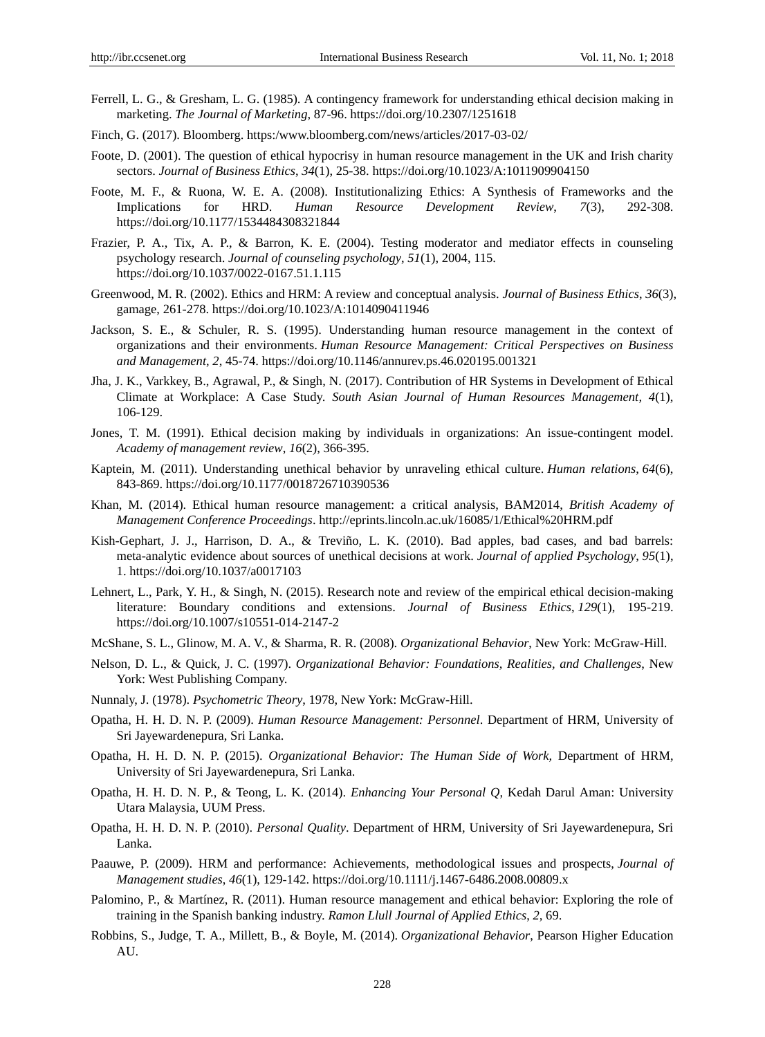Ferrell, L. G., & Gresham, L. G. (1985). A contingency framework for understanding ethical decision making in marketing. *The Journal of Marketing*, 87-96. https://doi.org/10.2307/1251618

Finch, G. (2017). Bloomberg. https:/www.bloomberg.com/news/articles/2017-03-02/

Foote, D. (2001). The question of ethical hypocrisy in human resource management in the UK and Irish charity sectors. *Journal of Business Ethics*, *34*(1), 25-38. https://doi.org/10.1023/A:1011909904150

Foote, M. F., & Ruona, W. E. A. (2008). Institutionalizing Ethics: A Synthesis of Frameworks and the Implications for HRD. *Human Resource Development Review*, *7*(3), 292-308. https://doi.org/10.1177/1534484308321844

Frazier, P. A., Tix, A. P., & Barron, K. E. (2004). Testing moderator and mediator effects in counseling psychology research. *Journal of counseling psychology*, *51*(1), 2004, 115. https://doi.org/10.1037/0022-0167.51.1.115

Greenwood, M. R. (2002). Ethics and HRM: A review and conceptual analysis. *Journal of Business Ethics*, *36*(3), gamage, 261-278. https://doi.org/10.1023/A:1014090411946

Jackson, S. E., & Schuler, R. S. (1995). Understanding human resource management in the context of organizations and their environments. *Human Resource Management: Critical Perspectives on Business and Management*, *2*, 45-74. https://doi.org/10.1146/annurev.ps.46.020195.001321

Jha, J. K., Varkkey, B., Agrawal, P., & Singh, N. (2017). Contribution of HR Systems in Development of Ethical Climate at Workplace: A Case Study. *South Asian Journal of Human Resources Management, 4*(1), 106-129.

Jones, T. M. (1991). Ethical decision making by individuals in organizations: An issue-contingent model. *Academy of management review*, *16*(2), 366-395.

Kaptein, M. (2011). Understanding unethical behavior by unraveling ethical culture. *Human relations*, *64*(6), 843-869. https://doi.org/10.1177/0018726710390536

Khan, M. (2014). Ethical human resource management: a critical analysis, BAM2014, *British Academy of Management Conference Proceedings*. http://eprints.lincoln.ac.uk/16085/1/Ethical%20HRM.pdf

Kish-Gephart, J. J., Harrison, D. A., & Treviño, L. K. (2010). Bad apples, bad cases, and bad barrels: meta-analytic evidence about sources of unethical decisions at work. *Journal of applied Psychology*, *95*(1), 1. https://doi.org/10.1037/a0017103

Lehnert, L., Park, Y. H., & Singh, N. (2015). Research note and review of the empirical ethical decision-making literature: Boundary conditions and extensions. *Journal of Business Ethics*, *129*(1), 195-219. https://doi.org/10.1007/s10551-014-2147-2

McShane, S. L., Glinow, M. A. V., & Sharma, R. R. (2008). *Organizational Behavior*, New York: McGraw-Hill.

Nelson, D. L., & Quick, J. C. (1997). *Organizational Behavior: Foundations, Realities, and Challenges*, New York: West Publishing Company.

Nunnaly, J. (1978). *Psychometric Theory*, 1978, New York: McGraw-Hill.

Opatha, H. H. D. N. P. (2009). *Human Resource Management: Personnel*. Department of HRM, University of Sri Jayewardenepura, Sri Lanka.

Opatha, H. H. D. N. P. (2015). *Organizational Behavior: The Human Side of Work*, Department of HRM, University of Sri Jayewardenepura, Sri Lanka.

Opatha, H. H. D. N. P., & Teong, L. K. (2014). *Enhancing Your Personal Q*, Kedah Darul Aman: University Utara Malaysia, UUM Press.

Opatha, H. H. D. N. P. (2010). *Personal Quality*. Department of HRM, University of Sri Jayewardenepura, Sri Lanka.

Paauwe, P. (2009). HRM and performance: Achievements, methodological issues and prospects, *Journal of Management studies*, *46*(1), 129-142. https://doi.org/10.1111/j.1467-6486.2008.00809.x

Palomino, P., & Martínez, R. (2011). Human resource management and ethical behavior: Exploring the role of training in the Spanish banking industry. *Ramon Llull Journal of Applied Ethics*, *2*, 69.

Robbins, S., Judge, T. A., Millett, B., & Boyle, M. (2014). *Organizational Behavior*, Pearson Higher Education AU.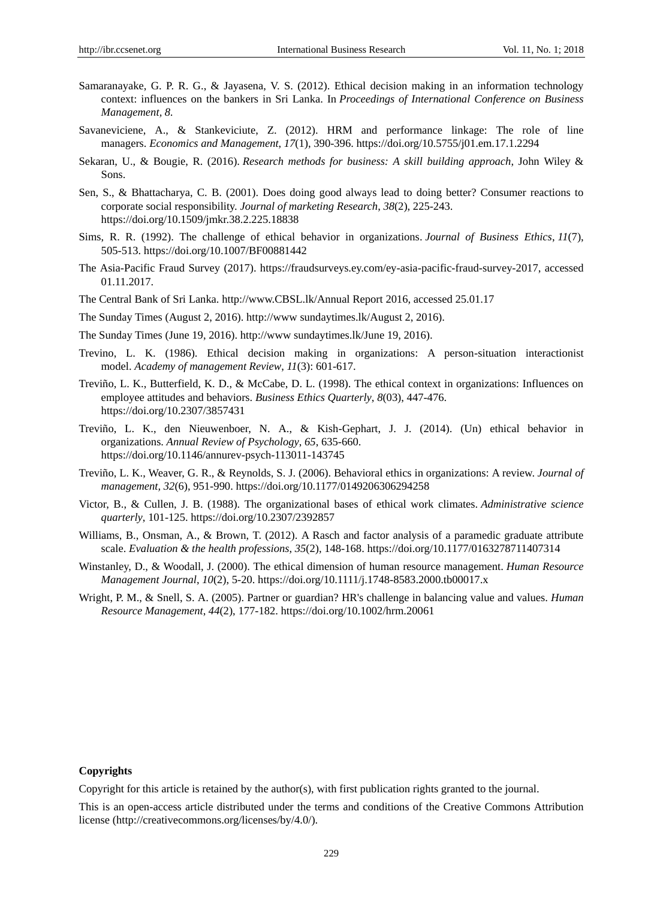Samaranayake, G. P. R. G., & Jayasena, V. S. (2012). Ethical decision making in an information technology context: influences on the bankers in Sri Lanka. In *Proceedings of International Conference on Business Management, 8.*

Savaneviciene, A., & Stankeviciute, Z. (2012). HRM and performance linkage: The role of line managers. *Economics and Management*, *17*(1), 390-396. https://doi.org/10.5755/j01.em.17.1.2294

Sekaran, U., & Bougie, R. (2016). *Research methods for business: A skill building approach*, John Wiley & Sons.

Sen, S., & Bhattacharya, C. B. (2001). Does doing good always lead to doing better? Consumer reactions to corporate social responsibility. *Journal of marketing Research*, *38*(2), 225-243. https://doi.org/10.1509/jmkr.38.2.225.18838

Sims, R. R. (1992). The challenge of ethical behavior in organizations. *Journal of Business Ethics*, *11*(7), 505-513. https://doi.org/10.1007/BF00881442

The Asia-Pacific Fraud Survey (2017). https://fraudsurveys.ey.com/ey-asia-pacific-fraud-survey-2017, accessed 01.11.2017.

The Central Bank of Sri Lanka. http://www.CBSL.lk/Annual Report 2016, accessed 25.01.17

The Sunday Times (August 2, 2016). http://www sundaytimes.lk/August 2, 2016).

The Sunday Times (June 19, 2016). http://www sundaytimes.lk/June 19, 2016).

Trevino, L. K. (1986). Ethical decision making in organizations: A person-situation interactionist model. *Academy of management Review*, *11*(3): 601-617.

Treviño, L. K., Butterfield, K. D., & McCabe, D. L. (1998). The ethical context in organizations: Influences on employee attitudes and behaviors. *Business Ethics Quarterly*, *8*(03), 447-476. https://doi.org/10.2307/3857431

Treviño, L. K., den Nieuwenboer, N. A., & Kish-Gephart, J. J. (2014). (Un) ethical behavior in organizations. *Annual Review of Psychology*, *65*, 635-660. https://doi.org/10.1146/annurev-psych-113011-143745

Treviño, L. K., Weaver, G. R., & Reynolds, S. J. (2006). Behavioral ethics in organizations: A review. *Journal of management, 32*(6), 951-990. https://doi.org/10.1177/0149206306294258

Victor, B., & Cullen, J. B. (1988). The organizational bases of ethical work climates. *Administrative science quarterly*, 101-125. https://doi.org/10.2307/2392857

Williams, B., Onsman, A., & Brown, T. (2012). A Rasch and factor analysis of a paramedic graduate attribute scale. *Evaluation & the health professions*, *35*(2), 148-168. https://doi.org/10.1177/0163278711407314

Winstanley, D., & Woodall, J. (2000). The ethical dimension of human resource management. *Human Resource Management Journal*, *10*(2), 5-20. https://doi.org/10.1111/j.1748-8583.2000.tb00017.x

Wright, P. M., & Snell, S. A. (2005). Partner or guardian? HR's challenge in balancing value and values. *Human Resource Management*, *44*(2), 177-182. https://doi.org/10.1002/hrm.20061

**Copyrights**

Copyright for this article is retained by the author(s), with first publication rights granted to the journal.

This is an open-access article distributed under the terms and conditions of the Creative Commons Attribution license (http://creativecommons.org/licenses/by/4.0/).